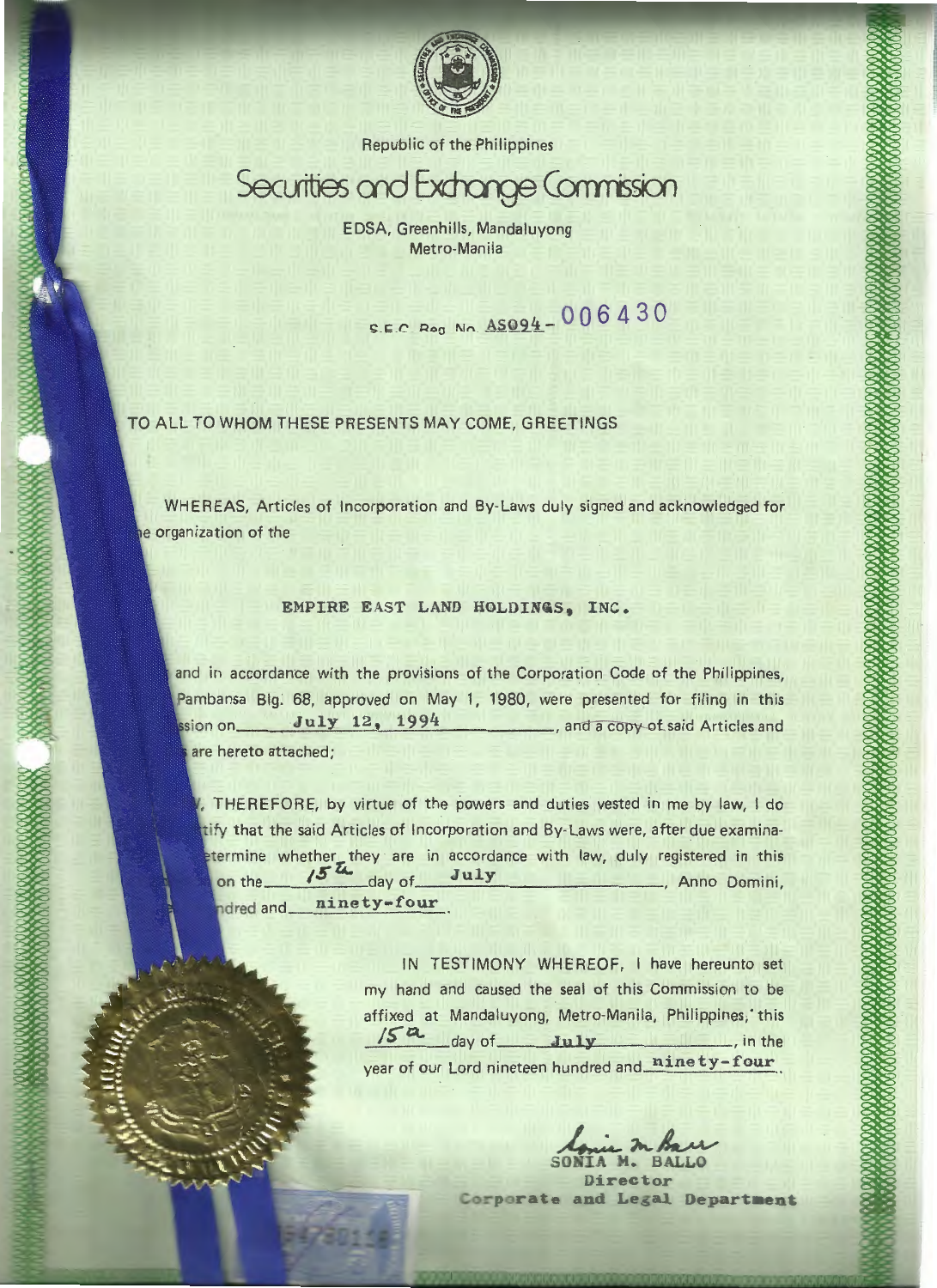Republic of the Philippines

# Securities and Exchange Commission

EDSA, Greenhills, Mandaluyong
Metro-Manila

S.E.C. Reg. No. AS094-006430

TO ALL TO WHOM THESE PRESENTS MAY COME, GREETINGS

WHEREAS, Articles of Incorporation and By-Laws duly signed and acknowledged for he organization of the

**EMPIRE EAST LAND HOLDINGS, INC.**

and in accordance with the provisions of the Corporation Code of the Philippines, Pambansa Blg. 68, approved on May 1, 1980, were presented for filing in this ssion on July 12, 1994, and a copy of said Articles and are hereto attached;

, THEREFORE, by virtue of the powers and duties vested in me by law, I do tify that the said Articles of Incorporation and By-Laws were, after due examina- etermine whether they are in accordance with law, duly registered in this on the 15th day of July, Anno Domini, ndred and ninety-four.

IN TESTIMONY WHEREOF, I have hereunto set my hand and caused the seal of this Commission to be affixed at Mandaluyong, Metro-Manila, Philippines, this 15th day of July, in the year of our Lord nineteen hundred and ninety-four.

SONIA M. BALLO
Director
Corporate and Legal Department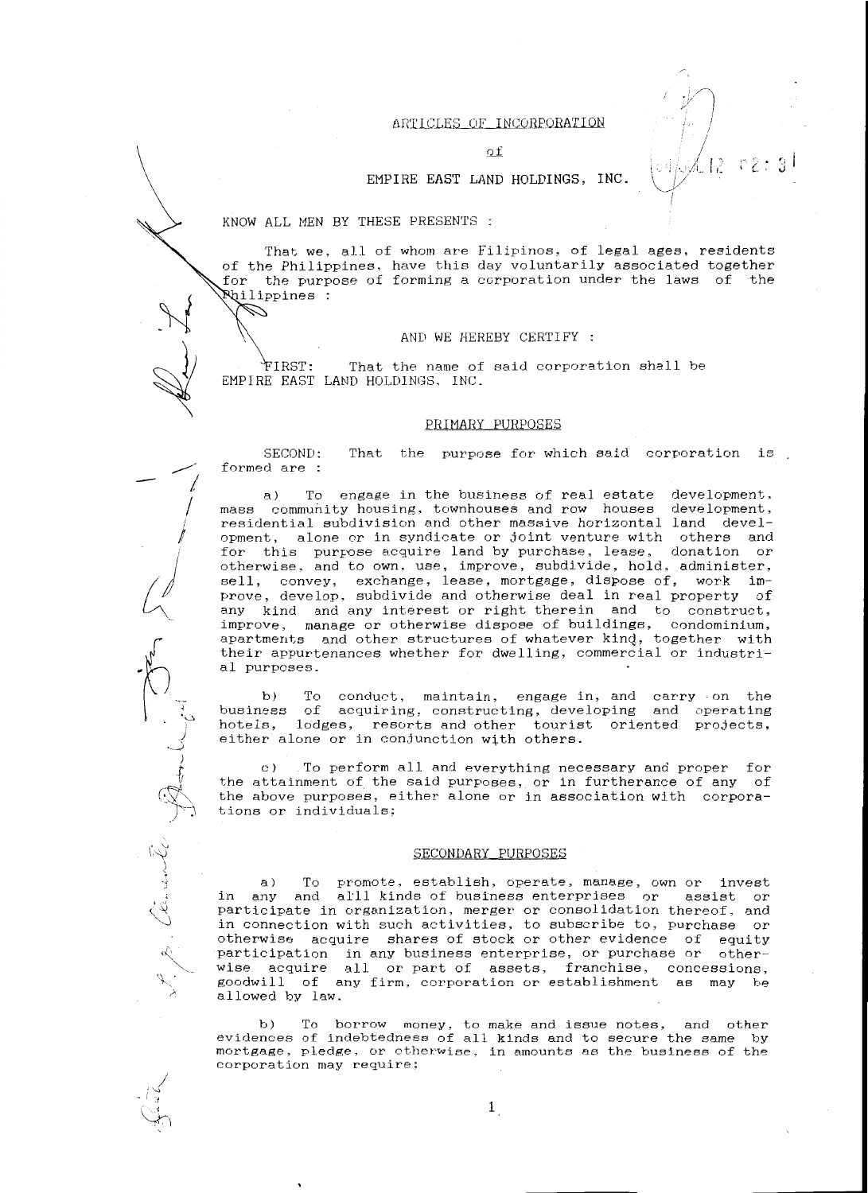# ARTICLES OF INCORPORATION

of

## EMPIRE EAST LAND HOLDINGS, INC.

KNOW ALL MEN BY THESE PRESENTS :

That we, all of whom are Filipinos, of legal ages, residents of the Philippines, have this day voluntarily associated together for the purpose of forming a corporation under the laws of the Philippines :

AND WE HEREBY CERTIFY :

FIRST: That the name of said corporation shall be EMPIRE EAST LAND HOLDINGS, INC.

### PRIMARY PURPOSES

SECOND: That the purpose for which said corporation is formed are :

a) To engage in the business of real estate development, mass community housing, townhouses and row houses development, residential subdivision and other massive horizontal land development, alone or in syndicate or joint venture with others and for this purpose acquire land by purchase, lease, donation or otherwise, and to own, use, improve, subdivide, hold, administer, sell, convey, exchange, lease, mortgage, dispose of, work improve, develop, subdivide and otherwise deal in real property of any kind and any interest or right therein and to construct, improve, manage or otherwise dispose of buildings, condominium, apartments and other structures of whatever kind, together with their appurtenances whether for dwelling, commercial or industrial purposes.

b) To conduct, maintain, engage in, and carry on the business of acquiring, constructing, developing and operating hotels, lodges, resorts and other tourist oriented projects, either alone or in conjunction with others.

c) To perform all and everything necessary and proper for the attainment of the said purposes, or in furtherance of any of the above purposes, either alone or in association with corporations or individuals;

### SECONDARY PURPOSES

a) To promote, establish, operate, manage, own or invest in any and all kinds of business enterprises or assist or participate in organization, merger or consolidation thereof, and in connection with such activities, to subscribe to, purchase or otherwise acquire shares of stock or other evidence of equity participation in any business enterprise, or purchase or otherwise acquire all or part of assets, franchise, concessions, goodwill of any firm, corporation or establishment as may be allowed by law.

b) To borrow money, to make and issue notes, and other evidences of indebtedness of all kinds and to secure the same by mortgage, pledge, or otherwise, in amounts as the business of the corporation may require;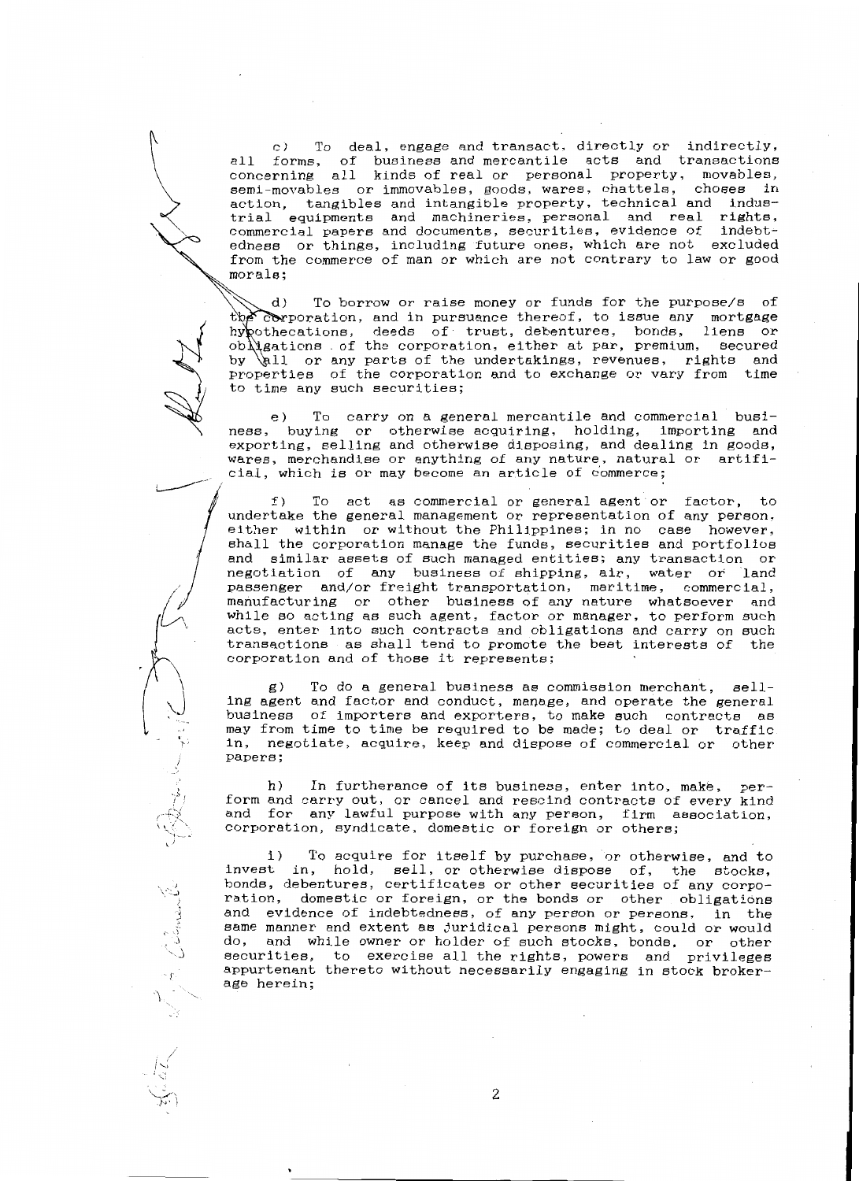c) To deal, engage and transact, directly or indirectly, all forms, of business and mercantile acts and transactions concerning all kinds of real or personal property, movables, semi-movables or immovables, goods, wares, chattels, choses in action, tangibles and intangible property, technical and industrial equipments and machineries, personal and real rights, commercial papers and documents, securities, evidence of indebtedness or things, including future ones, which are not excluded from the commerce of man or which are not contrary to law or good morals;

d) To borrow or raise money or funds for the purpose/s of the corporation, and in pursuance thereof, to issue any mortgage hypothecations, deeds of trust, debentures, bonds, liens or obligations of the corporation, either at par, premium, secured by all or any parts of the undertakings, revenues, rights and properties of the corporation and to exchange or vary from time to time any such securities;

e) To carry on a general mercantile and commercial business, buying or otherwise acquiring, holding, importing and exporting, selling and otherwise disposing, and dealing in goods, wares, merchandise or anything of any nature, natural or artificial, which is or may become an article of commerce;

f) To act as commercial or general agent or factor, to undertake the general management or representation of any person, either within or without the Philippines; in no case however, shall the corporation manage the funds, securities and portfolios and similar assets of such managed entities; any transaction or negotiation of any business of shipping, air, water or land passenger and/or freight transportation, maritime, commercial, manufacturing or other business of any nature whatsoever and while so acting as such agent, factor or manager, to perform such acts, enter into such contracts and obligations and carry on such transactions as shall tend to promote the best interests of the corporation and of those it represents;

g) To do a general business as commission merchant, selling agent and factor and conduct, manage, and operate the general business of importers and exporters, to make such contracts as may from time to time be required to be made; to deal or traffic in, negotiate, acquire, keep and dispose of commercial or other papers;

h) In furtherance of its business, enter into, make, perform and carry out, or cancel and rescind contracts of every kind and for any lawful purpose with any person, firm association, corporation, syndicate, domestic or foreign or others;

i) To acquire for itself by purchase, or otherwise, and to invest in, hold, sell, or otherwise dispose of, the stocks, bonds, debentures, certificates or other securities of any corporation, domestic or foreign, or the bonds or other obligations and evidence of indebtedness, of any person or persons, in the same manner and extent as juridical persons might, could or would do, and while owner or holder of such stocks, bonds, or other securities, to exercise all the rights, powers and privileges appurtenant thereto without necessarily engaging in stock brokerage herein;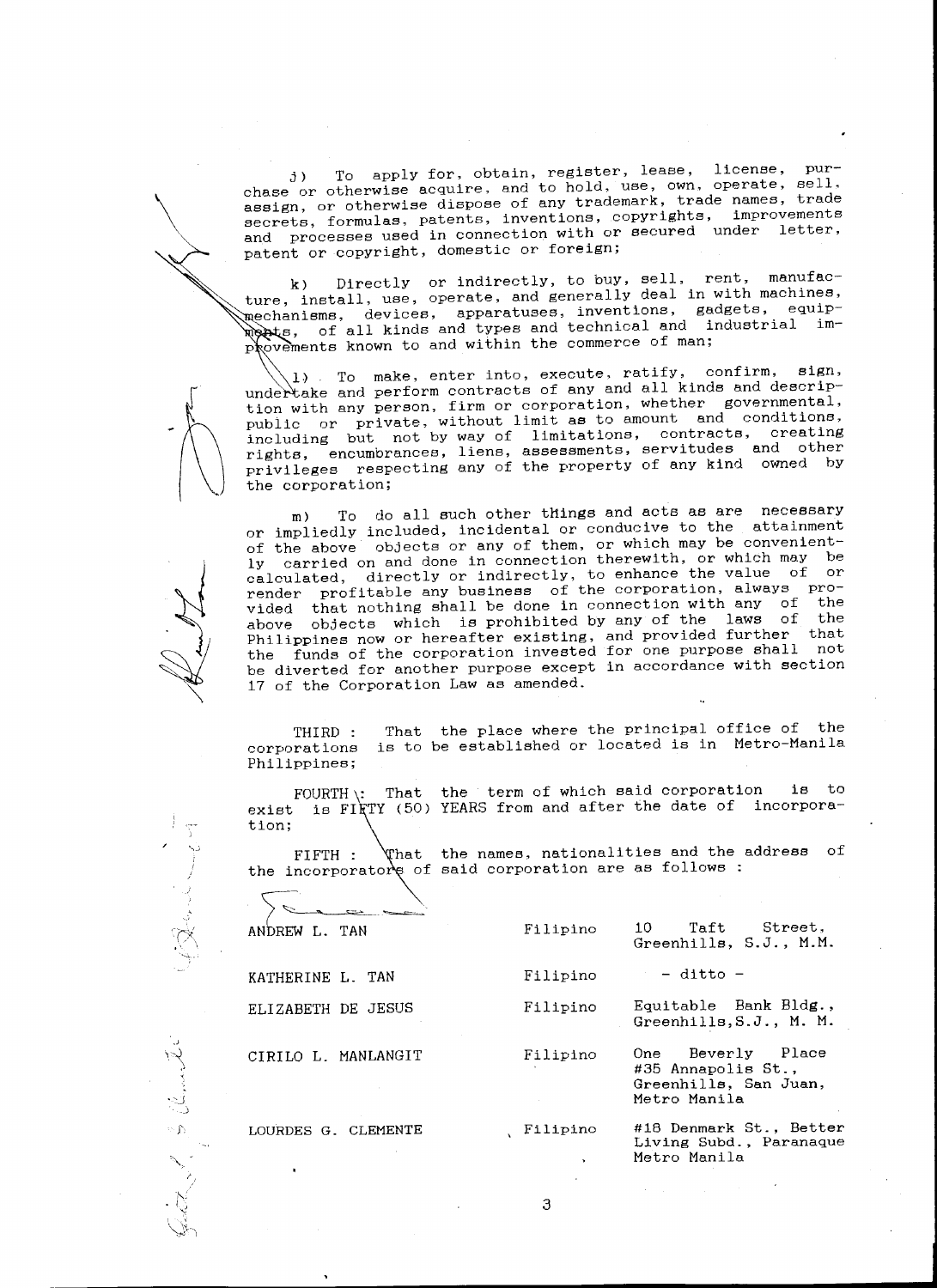j) To apply for, obtain, register, lease, license, purchase or otherwise acquire, and to hold, use, own, operate, sell, assign, or otherwise dispose of any trademark, trade names, trade secrets, formulas, patents, inventions, copyrights, improvements and processes used in connection with or secured under letter, patent or copyright, domestic or foreign;

k) Directly or indirectly, to buy, sell, rent, manufacture, install, use, operate, and generally deal in with machines, mechanisms, devices, apparatuses, inventions, gadgets, equipments, of all kinds and types and technical and industrial improvements known to and within the commerce of man;

l) To make, enter into, execute, ratify, confirm, sign, undertake and perform contracts of any and all kinds and description with any person, firm or corporation, whether governmental, public or private, without limit as to amount and conditions, including but not by way of limitations, contracts, creating rights, encumbrances, liens, assessments, servitudes and other privileges respecting any of the property of any kind owned by the corporation;

m) To do all such other things and acts as are necessary or impliedly included, incidental or conducive to the attainment of the above objects or any of them, or which may be conveniently carried on and done in connection therewith, or which may be calculated, directly or indirectly, to enhance the value of or render profitable any business of the corporation, always provided that nothing shall be done in connection with any of the above objects which is prohibited by any of the laws of the Philippines now or hereafter existing, and provided further that the funds of the corporation invested for one purpose shall not be diverted for another purpose except in accordance with section 17 of the Corporation Law as amended.

THIRD : That the place where the principal office of the corporations is to be established or located is in Metro-Manila Philippines;

FOURTH : That the term of which said corporation is to exist is FIFTY (50) YEARS from and after the date of incorporation;

FIFTH : That the names, nationalities and the address of the incorporators of said corporation are as follows :

| | | |
|---|---|---|
| ANDREW L. TAN | Filipino | 10 Taft Street, Greenhills, S.J., M.M. |
| KATHERINE L. TAN | Filipino | - ditto - |
| ELIZABETH DE JESUS | Filipino | Equitable Bank Bldg., Greenhills, S.J., M. M. |
| CIRILO L. MANLANGIT | Filipino | One Beverly Place #35 Annapolis St., Greenhills, San Juan, Metro Manila |
| LOURDES G. CLEMENTE | Filipino | #18 Denmark St., Better Living Subd., Paranaque Metro Manila |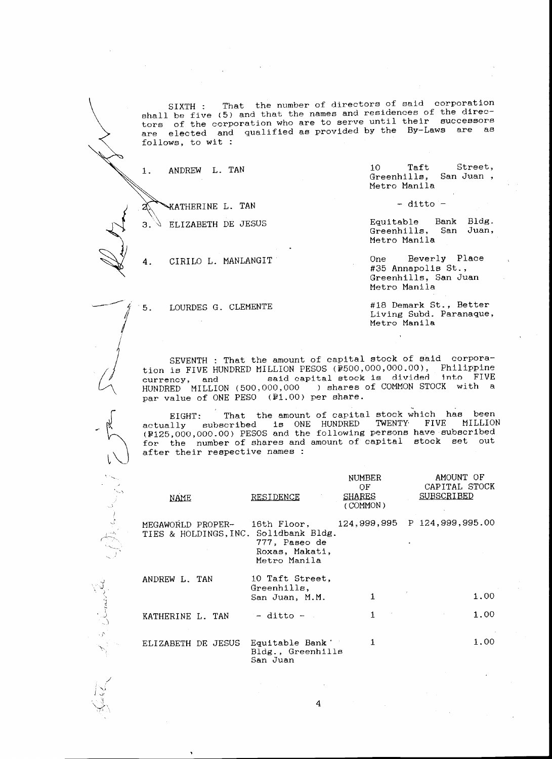SIXTH : That the number of directors of said corporation shall be five (5) and that the names and residences of the directors of the corporation who are to serve until their successors are elected and qualified as provided by the By-Laws are as follows, to wit :

| | |
|---|---|
| 1. ANDREW L. TAN | 10 Taft Street, Greenhills, San Juan , Metro Manila |
| 2. KATHERINE L. TAN | - ditto - |
| 3. ELIZABETH DE JESUS | Equitable Bank Bldg. Greenhills, San Juan, Metro Manila |
| 4. CIRILO L. MANLANGIT | One Beverly Place #35 Annapolis St., Greenhills, San Juan Metro Manila |
| 5. LOURDES G. CLEMENTE | #18 Demark St., Better Living Subd. Paranaque, Metro Manila |

SEVENTH : That the amount of capital stock of said corporation is FIVE HUNDRED MILLION PESOS (₱500,000,000.00), Philippine currency, and said capital stock is divided into FIVE HUNDRED MILLION (500,000,000 ) shares of COMMON STOCK with a par value of ONE PESO (₱1.00) per share.

EIGHT: That the amount of capital stock which has been actually subscribed is ONE HUNDRED TWENTY FIVE MILLION (₱125,000,000.00) PESOS and the following persons have subscribed for the number of shares and amount of capital stock set out after their respective names :

| NAME | RESIDENCE | NUMBER OF SHARES (COMMON) | AMOUNT OF CAPITAL STOCK SUBSCRIBED |
|---|---|---|---|
| MEGAWORLD PROPERTIES & HOLDINGS, INC. | 16th Floor, Solidbank Bldg. 777, Paseo de Roxas, Makati, Metro Manila | 124,999,995 | P 124,999,995.00 |
| ANDREW L. TAN | 10 Taft Street, Greenhills, San Juan, M.M. | 1 | 1.00 |
| KATHERINE L. TAN | - ditto - | 1 | 1.00 |
| ELIZABETH DE JESUS | Equitable Bank Bldg., Greenhills San Juan | 1 | 1.00 |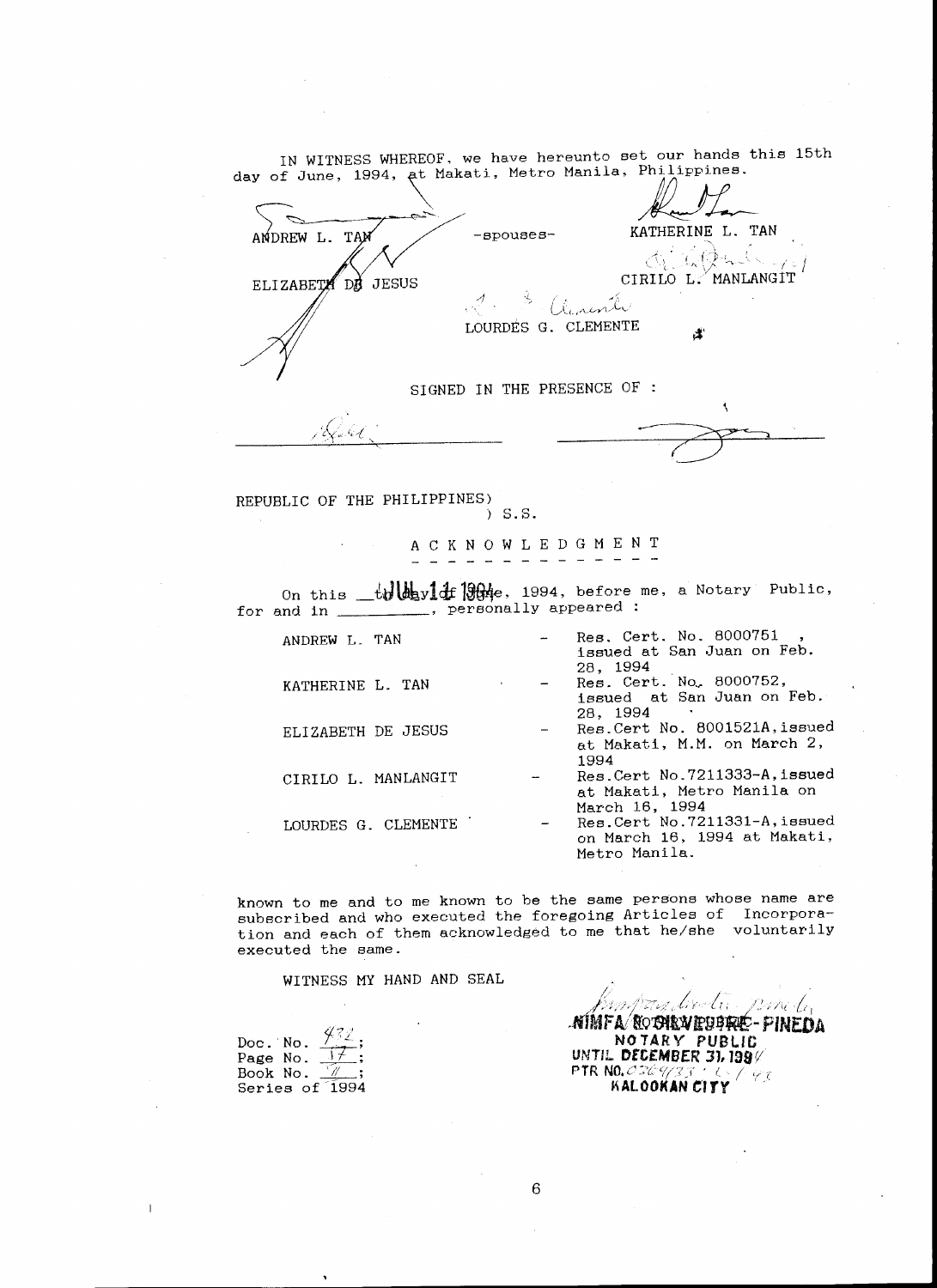IN WITNESS WHEREOF, we have hereunto set our hands this 15th day of June, 1994, at Makati, Metro Manila, Philippines.

| | | |
|---|---|---|
| ANDREW L. TAN | -spouses- | KATHERINE L. TAN |
| ELIZABETH DE JESUS | | CIRILO L. MANLANGIT |
| | LOURDES G. CLEMENTE | |

SIGNED IN THE PRESENCE OF :

\_\_\_\_\_\_\_\_\_\_\_\_\_\_\_\_\_\_\_\_ \_\_\_\_\_\_\_\_\_\_\_\_\_\_\_\_\_\_\_\_

REPUBLIC OF THE PHILIPPINES)
) S.S.

## ACKNOWLEDGMENT

On this \_\_JUL 1 1994\_\_, 1994, before me, a Notary Public, for and in \_\_\_\_\_\_\_\_, personally appeared :

| | | |
|---|---|---|
| ANDREW L. TAN | - | Res. Cert. No. 8000751 , issued at San Juan on Feb. 28, 1994 |
| KATHERINE L. TAN | - | Res. Cert. No. 8000752, issued at San Juan on Feb. 28, 1994 |
| ELIZABETH DE JESUS | - | Res.Cert No. 8001521A,issued at Makati, M.M. on March 2, 1994 |
| CIRILO L. MANLANGIT | - | Res.Cert No.7211333-A,issued at Makati, Metro Manila on March 16, 1994 |
| LOURDES G. CLEMENTE | - | Res.Cert No.7211331-A,issued on March 16, 1994 at Makati, Metro Manila. |

known to me and to me known to be the same persons whose name are subscribed and who executed the foregoing Articles of Incorporation and each of them acknowledged to me that he/she voluntarily executed the same.

WITNESS MY HAND AND SEAL

Doc. No. 432;
Page No. 17;
Book No. II;
Series of 1994

NIMFA ROSIEVEDURE-PINEDA
NOTARY PUBLIC
UNTIL DECEMBER 31, 1994
PTR NO. 0364733 · 1-1-93
KALOOKAN CITY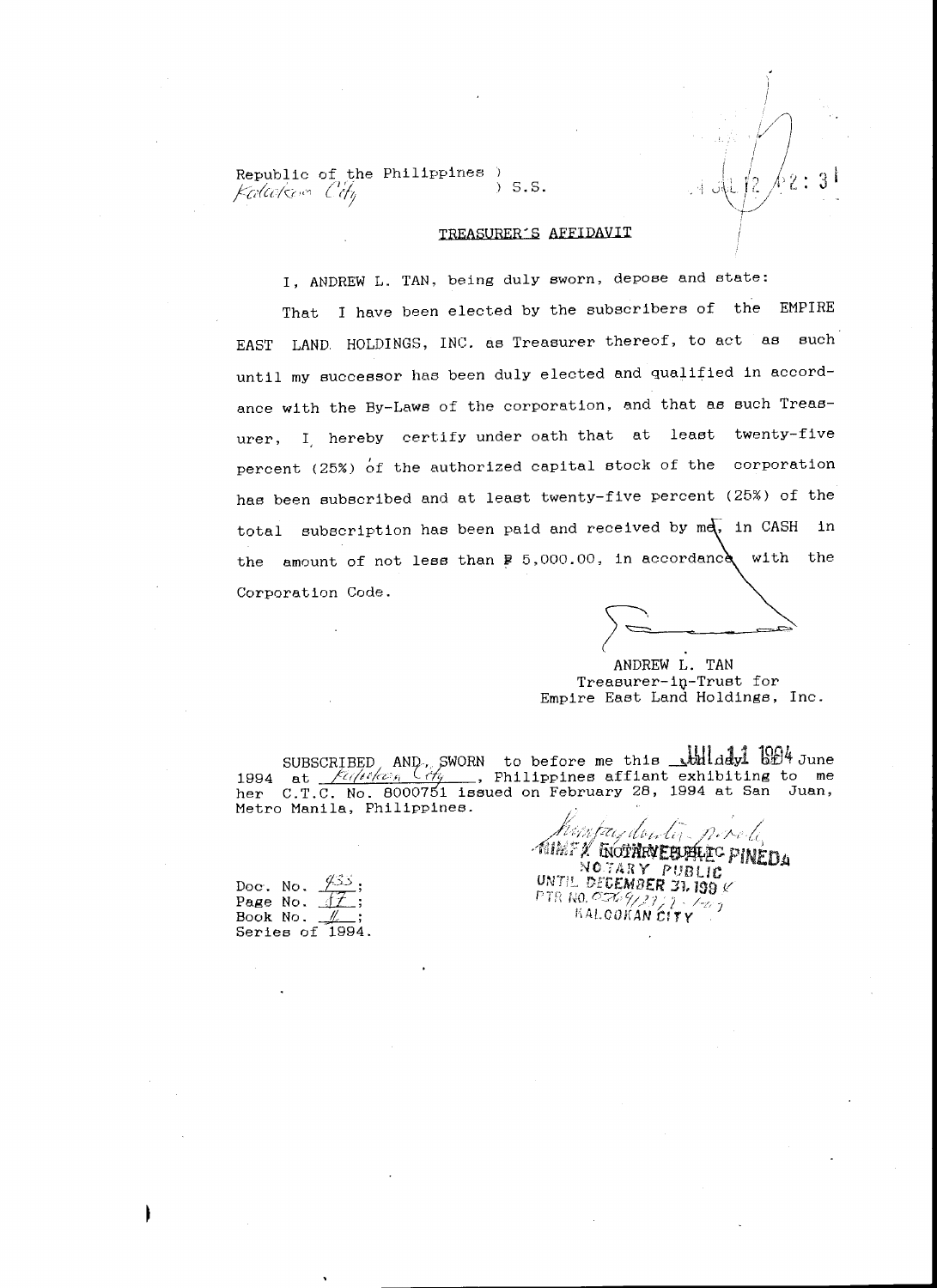Republic of the Philippines )
Kalookan City ) S.S.

## TREASURER'S AFFIDAVIT

I, ANDREW L. TAN, being duly sworn, depose and state:

That I have been elected by the subscribers of the EMPIRE EAST LAND HOLDINGS, INC. as Treasurer thereof, to act as such until my successor has been duly elected and qualified in accordance with the By-Laws of the corporation, and that as such Treasurer, I hereby certify under oath that at least twenty-five percent (25%) of the authorized capital stock of the corporation has been subscribed and at least twenty-five percent (25%) of the total subscription has been paid and received by me, in CASH in the amount of not less than ₱ 5,000.00, in accordance with the Corporation Code.

ANDREW L. TAN
Treasurer-in-Trust for
Empire East Land Holdings, Inc.

SUBSCRIBED AND SWORN to before me this JUL 12 1994 day of June 1994 at Kalookan City, Philippines affiant exhibiting to me her C.T.C. No. 8000751 issued on February 28, 1994 at San Juan, Metro Manila, Philippines.

NOTARY PUBLIC PINEDA
NOTARY PUBLIC
UNTIL DECEMBER 31, 199
PTR NO.
KALOOKAN CITY

Doc. No. 435;
Page No. 17;
Book No. II;
Series of 1994.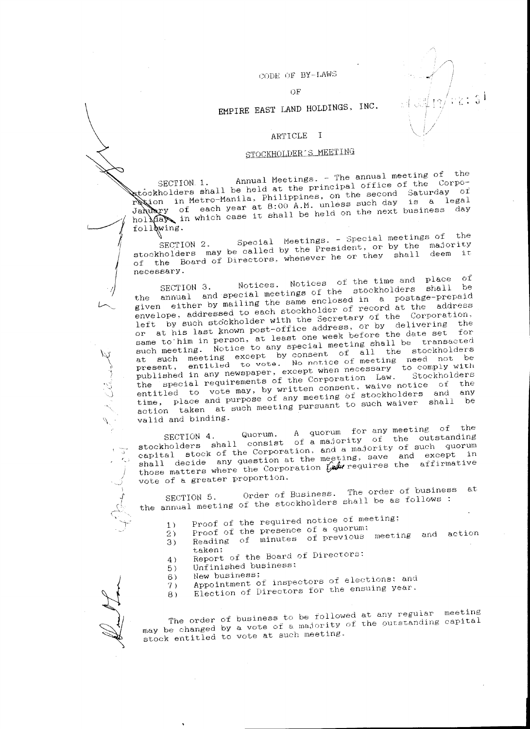CODE OF BY-LAWS

OF

EMPIRE EAST LAND HOLDINGS, INC.

## ARTICLE I

### STOCKHOLDER'S MEETING

SECTION 1. Annual Meetings. - The annual meeting of the stockholders shall be held at the principal office of the Corporation in Metro-Manila, Philippines, on the second Saturday of January of each year at 8:00 A.M. unless such day is a legal holiday in which case it shall be held on the next business day following.

SECTION 2. Special Meetings. - Special meetings of the stockholders may be called by the President, or by the majority of the Board of Directors, whenever he or they shall deem it necessary.

SECTION 3. Notices. Notices of the time and place of the annual and special meetings of the stockholders shall be given either by mailing the same enclosed in a postage-prepaid envelope, addressed to each stockholder of record at the address left by such stockholder with the Secretary of the Corporation, or at his last known post-office address, or by delivering the same to him in person, at least one week before the date set for such meeting. Notice to any special meeting shall be transacted at such meeting except by consent of all the stockholders present, entitled to vote. No notice of meeting need not be published in any newspaper, except when necessary to comply with the special requirements of the Corporation Law. Stockholders entitled to vote may, by written consent, waive notice of the time, place and purpose of any meeting of stockholders and any action taken at such meeting pursuant to such waiver shall be valid and binding.

SECTION 4. Quorum. A quorum for any meeting of the stockholders shall consist of a majority of the outstanding capital stock of the Corporation, and a majority of such quorum shall decide any question at the meeting, save and except in those matters where the Corporation Law requires the affirmative vote of a greater proportion.

SECTION 5. Order of Business. The order of business at the annual meeting of the stockholders shall be as follows :

1) Proof of the required notice of meeting;
2) Proof of the presence of a quorum;
3) Reading of minutes of previous meeting and action taken;
4) Report of the Board of Directors:
5) Unfinished business;
6) New business;
7) Appointment of inspectors of elections: and
8) Election of Directors for the ensuing year.

The order of business to be followed at any regular meeting may be changed by a vote of a majority of the outstanding capital stock entitled to vote at such meeting.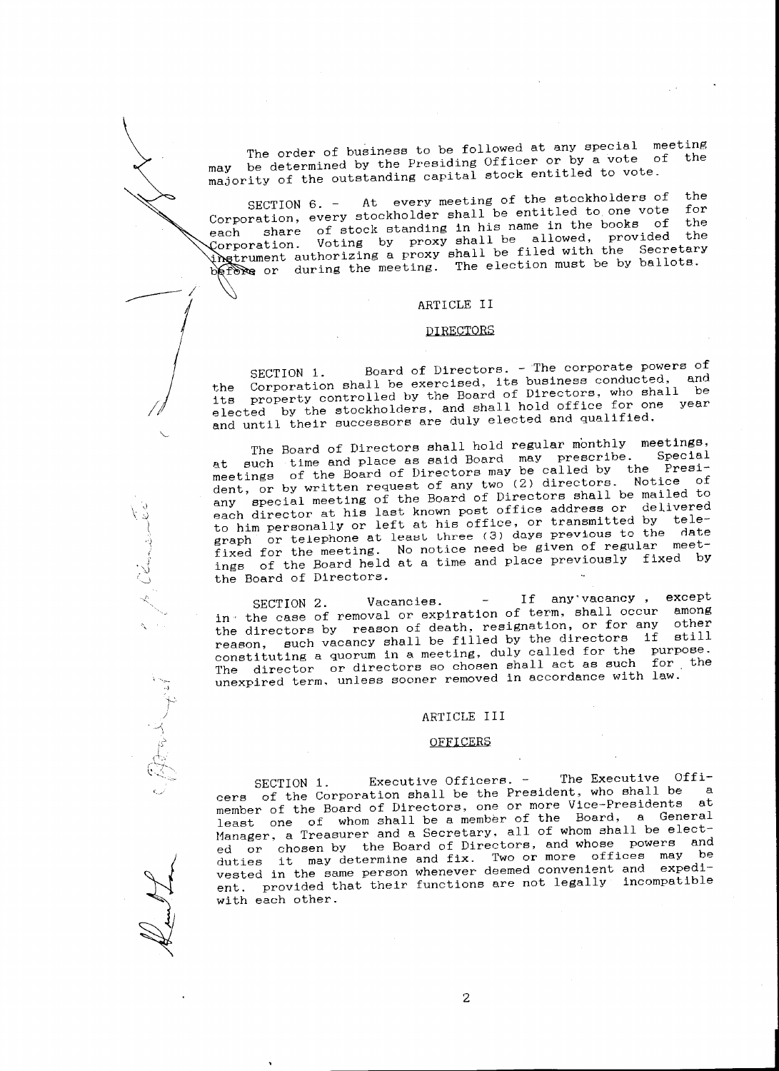The order of business to be followed at any special meeting may be determined by the Presiding Officer or by a vote of the majority of the outstanding capital stock entitled to vote.

SECTION 6. - At every meeting of the stockholders of the Corporation, every stockholder shall be entitled to one vote for each share of stock standing in his name in the books of the Corporation. Voting by proxy shall be allowed, provided the instrument authorizing a proxy shall be filed with the Secretary before or during the meeting. The election must be by ballots.

## ARTICLE II

### DIRECTORS

SECTION 1. Board of Directors. - The corporate powers of the Corporation shall be exercised, its business conducted, and its property controlled by the Board of Directors, who shall be elected by the stockholders, and shall hold office for one year and until their successors are duly elected and qualified.

The Board of Directors shall hold regular monthly meetings, at such time and place as said Board may prescribe. Special meetings of the Board of Directors may be called by the President, or by written request of any two (2) directors. Notice of any special meeting of the Board of Directors shall be mailed to each director at his last known post office address or delivered to him personally or left at his office, or transmitted by telegraph or telephone at least three (3) days previous to the date fixed for the meeting. No notice need be given of regular meetings of the Board held at a time and place previously fixed by the Board of Directors.

SECTION 2. Vacancies. - If any vacancy, except in the case of removal or expiration of term, shall occur among the directors by reason of death, resignation, or for any other reason, such vacancy shall be filled by the directors if still constituting a quorum in a meeting, duly called for the purpose. The director or directors so chosen shall act as such for the unexpired term, unless sooner removed in accordance with law.

## ARTICLE III

### OFFICERS

SECTION 1. Executive Officers. - The Executive Officers of the Corporation shall be the President, who shall be a member of the Board of Directors, one or more Vice-Presidents at least one of whom shall be a member of the Board, a General Manager, a Treasurer and a Secretary, all of whom shall be elected or chosen by the Board of Directors, and whose powers and duties it may determine and fix. Two or more offices may be vested in the same person whenever deemed convenient and expedient, provided that their functions are not legally incompatible with each other.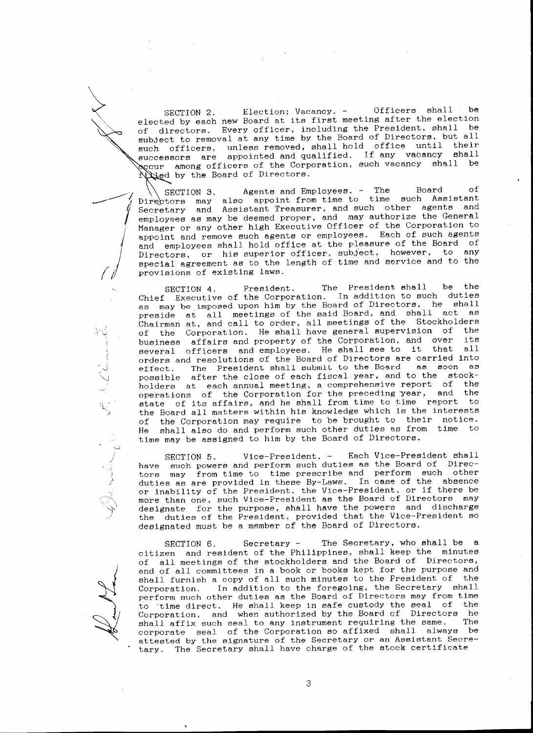SECTION 2. Election; Vacancy. - Officers shall be elected by each new Board at its first meeting after the election of directors. Every officer, including the President, shall be subject to removal at any time by the Board of Directors, but all such officers, unless removed, shall hold office until their successors are appointed and qualified. If any vacancy shall occur among officers of the Corporation, such vacancy shall be filled by the Board of Directors.

SECTION 3. Agents and Employees. - The Board of Directors may also appoint from time to time such Assistant Secretary and Assistant Treasurer, and such other agents and employees as may be deemed proper, and may authorize the General Manager or any other high Executive Officer of the Corporation to appoint and remove such agents or employees. Each of such agents and employees shall hold office at the pleasure of the Board of Directors, or his superior officer, subject, however, to any special agreement as to the length of time and service and to the provisions of existing laws.

SECTION 4. President. The President shall be the Chief Executive of the Corporation. In addition to such duties as may be imposed upon him by the Board of Directors, he shall preside at all meetings of the said Board, and shall act as Chairman at, and call to order, all meetings of the Stockholders of the Corporation. He shall have general supervision of the business affairs and property of the Corporation, and over its several officers and employees. He shall see to it that all orders and resolutions of the Board of Directors are carried into effect. The President shall submit to the Board as soon as possible after the close of each fiscal year, and to the stockholders at each annual meeting, a comprehensive report of the operations of the Corporation for the preceding year, and the state of its affairs, and he shall from time to time report to the Board all matters within his knowledge which is the interests of the Corporation may require to be brought to their notice. He shall also do and perform such other duties as from time to time may be assigned to him by the Board of Directors.

SECTION 5. Vice-President. - Each Vice-President shall have such powers and perform such duties as the Board of Directors may from time to time prescribe and perform such other duties as are provided in these By-Laws. In case of the absence or inability of the President, the Vice-President, or if there be more than one, such Vice-President as the Board of Directors may designate for the purpose, shall have the powers and discharge the duties of the President, provided that the Vice-President so designated must be a member of the Board of Directors.

SECTION 6. Secretary - The Secretary, who shall be a citizen and resident of the Philippines, shall keep the minutes of all meetings of the stockholders and the Board of Directors, and of all committees in a book or books kept for the purpose and shall furnish a copy of all such minutes to the President of the Corporation. In addition to the foregoing, the Secretary shall perform such other duties as the Board of Directors may from time to time direct. He shall keep in safe custody the seal of the Corporation, and when authorized by the Board of Directors he shall affix such seal to any instrument requiring the same. The corporate seal of the Corporation so affixed shall always be attested by the signature of the Secretary or an Assistant Secretary. The Secretary shall have charge of the stock certificate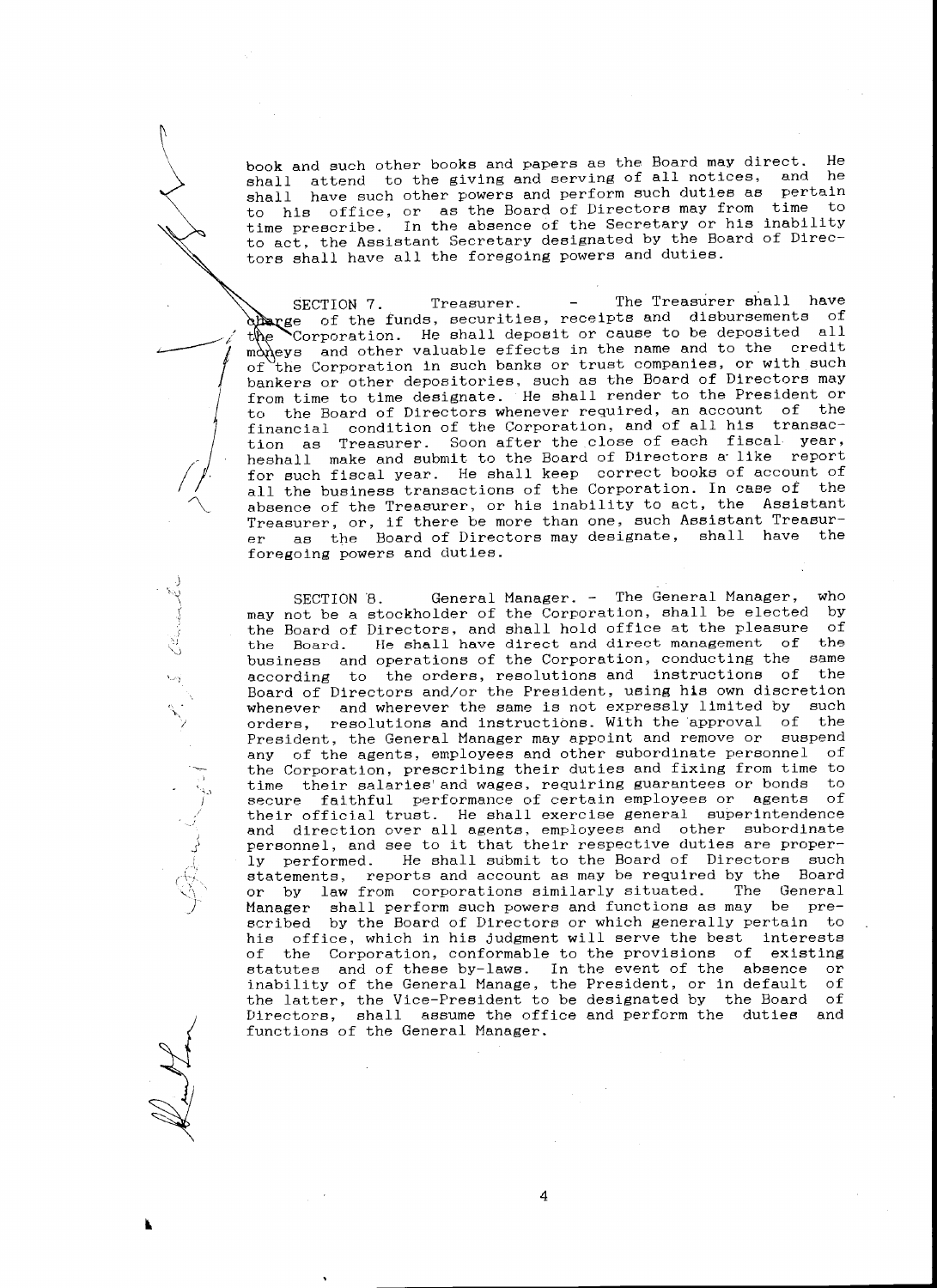book and such other books and papers as the Board may direct. He shall attend to the giving and serving of all notices, and he shall have such other powers and perform such duties as pertain to his office, or as the Board of Directors may from time to time prescribe. In the absence of the Secretary or his inability to act, the Assistant Secretary designated by the Board of Directors shall have all the foregoing powers and duties.

SECTION 7. Treasurer. - The Treasurer shall have charge of the funds, securities, receipts and disbursements of the Corporation. He shall deposit or cause to be deposited all moneys and other valuable effects in the name and to the credit of the Corporation in such banks or trust companies, or with such bankers or other depositories, such as the Board of Directors may from time to time designate. He shall render to the President or to the Board of Directors whenever required, an account of the financial condition of the Corporation, and of all his transaction as Treasurer. Soon after the close of each fiscal year, heshall make and submit to the Board of Directors a like report for such fiscal year. He shall keep correct books of account of all the business transactions of the Corporation. In case of the absence of the Treasurer, or his inability to act, the Assistant Treasurer, or, if there be more than one, such Assistant Treasurer as the Board of Directors may designate, shall have the foregoing powers and duties.

SECTION 8. General Manager. - The General Manager, who may not be a stockholder of the Corporation, shall be elected by the Board of Directors, and shall hold office at the pleasure of the Board. He shall have direct and direct management of the business and operations of the Corporation, conducting the same according to the orders, resolutions and instructions of the Board of Directors and/or the President, using his own discretion whenever and wherever the same is not expressly limited by such orders, resolutions and instructions. With the approval of the President, the General Manager may appoint and remove or suspend any of the agents, employees and other subordinate personnel of the Corporation, prescribing their duties and fixing from time to time their salaries and wages, requiring guarantees or bonds to secure faithful performance of certain employees or agents of their official trust. He shall exercise general superintendence and direction over all agents, employees and other subordinate personnel, and see to it that their respective duties are properly performed. He shall submit to the Board of Directors such statements, reports and account as may be required by the Board or by law from corporations similarly situated. The General Manager shall perform such powers and functions as may be prescribed by the Board of Directors or which generally pertain to his office, which in his judgment will serve the best interests of the Corporation, conformable to the provisions of existing statutes and of these by-laws. In the event of the absence or inability of the General Manage, the President, or in default of the latter, the Vice-President to be designated by the Board of Directors, shall assume the office and perform the duties and functions of the General Manager.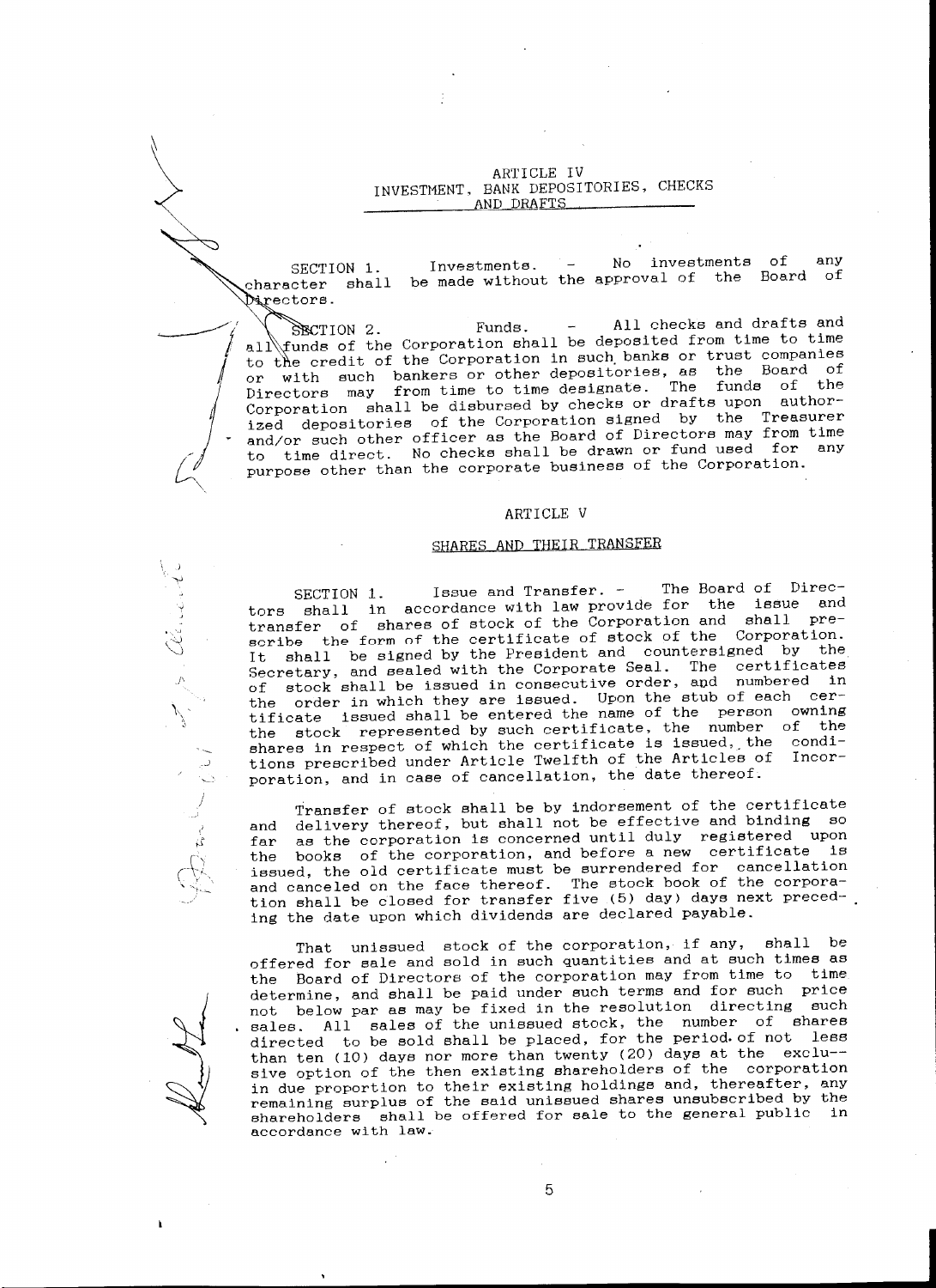# ARTICLE IV
## INVESTMENT, BANK DEPOSITORIES, CHECKS AND DRAFTS

SECTION 1. Investments. - No investments of any character shall be made without the approval of the Board of Directors.

SECTION 2. Funds. - All checks and drafts and all funds of the Corporation shall be deposited from time to time to the credit of the Corporation in such banks or trust companies or with such bankers or other depositories, as the Board of Directors may from time to time designate. The funds of the Corporation shall be disbursed by checks or drafts upon authorized depositories of the Corporation signed by the Treasurer and/or such other officer as the Board of Directors may from time to time direct. No checks shall be drawn or fund used for any purpose other than the corporate business of the Corporation.

# ARTICLE V

## SHARES AND THEIR TRANSFER

SECTION 1. Issue and Transfer. - The Board of Directors shall in accordance with law provide for the issue and transfer of shares of stock of the Corporation and shall prescribe the form of the certificate of stock of the Corporation. It shall be signed by the President and countersigned by the Secretary, and sealed with the Corporate Seal. The certificates of stock shall be issued in consecutive order, and numbered in the order in which they are issued. Upon the stub of each certificate issued shall be entered the name of the person owning the stock represented by such certificate, the number of the shares in respect of which the certificate is issued, the conditions prescribed under Article Twelfth of the Articles of Incorporation, and in case of cancellation, the date thereof.

Transfer of stock shall be by indorsement of the certificate and delivery thereof, but shall not be effective and binding so far as the corporation is concerned until duly registered upon the books of the corporation, and before a new certificate is issued, the old certificate must be surrendered for cancellation and canceled on the face thereof. The stock book of the corporation shall be closed for transfer five (5) day) days next preceding the date upon which dividends are declared payable.

That unissued stock of the corporation, if any, shall be offered for sale and sold in such quantities and at such times as the Board of Directors of the corporation may from time to time determine, and shall be paid under such terms and for such price not below par as may be fixed in the resolution directing such sales. All sales of the unissued stock, the number of shares directed to be sold shall be placed, for the period of not less than ten (10) days nor more than twenty (20) days at the exclusive option of the then existing shareholders of the corporation in due proportion to their existing holdings and, thereafter, any remaining surplus of the said unissued shares unsubscribed by the shareholders shall be offered for sale to the general public in accordance with law.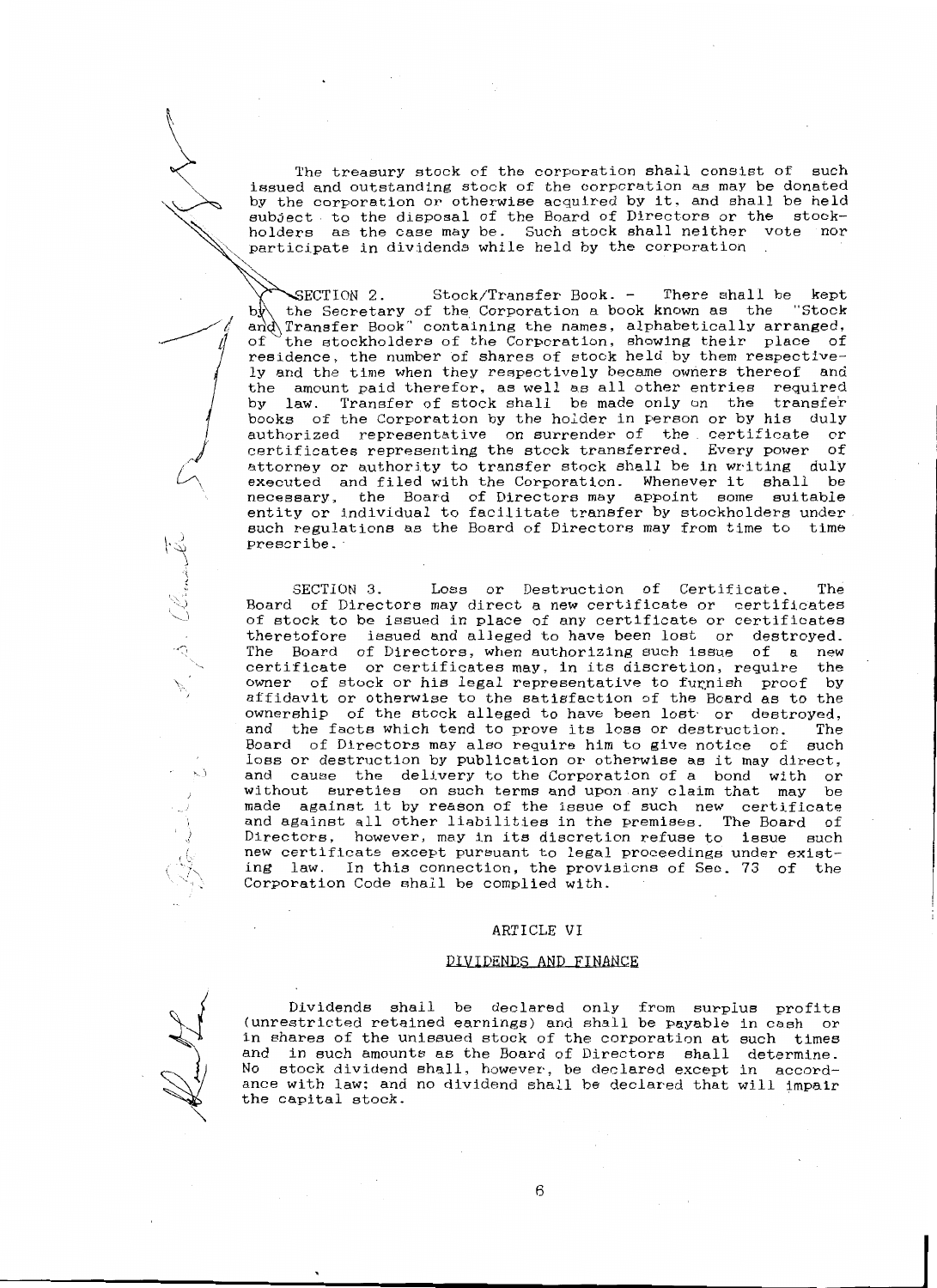The treasury stock of the corporation shall consist of such issued and outstanding stock of the corporation as may be donated by the corporation or otherwise acquired by it, and shall be held subject to the disposal of the Board of Directors or the stockholders as the case may be. Such stock shall neither vote nor participate in dividends while held by the corporation .

SECTION 2. Stock/Transfer Book. - There shall be kept by the Secretary of the Corporation a book known as the "Stock and Transfer Book" containing the names, alphabetically arranged, of the stockholders of the Corporation, showing their place of residence, the number of shares of stock held by them respectively and the time when they respectively became owners thereof and the amount paid therefor, as well as all other entries required by law. Transfer of stock shall be made only on the transfer books of the Corporation by the holder in person or by his duly authorized representative on surrender of the certificate or certificates representing the stock transferred. Every power of attorney or authority to transfer stock shall be in writing duly executed and filed with the Corporation. Whenever it shall be necessary, the Board of Directors may appoint some suitable entity or individual to facilitate transfer by stockholders under such regulations as the Board of Directors may from time to time prescribe.

SECTION 3. Loss or Destruction of Certificate. The Board of Directors may direct a new certificate or certificates of stock to be issued in place of any certificate or certificates theretofore issued and alleged to have been lost or destroyed. The Board of Directors, when authorizing such issue of a new certificate or certificates may, in its discretion, require the owner of stock or his legal representative to furnish proof by affidavit or otherwise to the satisfaction of the Board as to the ownership of the stock alleged to have been lost or destroyed, and the facts which tend to prove its loss or destruction. The Board of Directors may also require him to give notice of such loss or destruction by publication or otherwise as it may direct, and cause the delivery to the Corporation of a bond with or without sureties on such terms and upon any claim that may be made against it by reason of the issue of such new certificate and against all other liabilities in the premises. The Board of Directors, however, may in its discretion refuse to issue such new certificate except pursuant to legal proceedings under existing law. In this connection, the provisions of Sec. 73 of the Corporation Code shall be complied with.

## ARTICLE VI

### DIVIDENDS AND FINANCE

Dividends shall be declared only from surplus profits (unrestricted retained earnings) and shall be payable in cash or in shares of the unissued stock of the corporation at such times and in such amounts as the Board of Directors shall determine. No stock dividend shall, however, be declared except in accordance with law; and no dividend shall be declared that will impair the capital stock.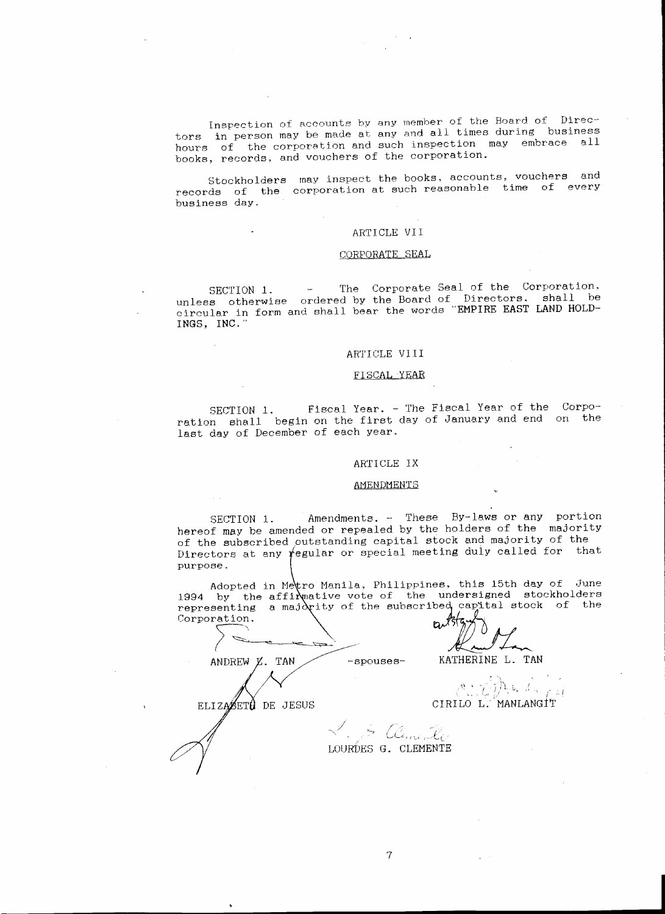Inspection of accounts by any member of the Board of Directors in person may be made at any and all times during business hours of the corporation and such inspection may embrace all books, records, and vouchers of the corporation.

Stockholders may inspect the books, accounts, vouchers and records of the corporation at such reasonable time of every business day.

## ARTICLE VII

### CORPORATE SEAL

SECTION 1. - The Corporate Seal of the Corporation, unless otherwise ordered by the Board of Directors, shall be circular in form and shall bear the words "**EMPIRE EAST LAND HOLDINGS, INC.**"

## ARTICLE VIII

### FISCAL YEAR

SECTION 1. Fiscal Year. - The Fiscal Year of the Corporation shall begin on the first day of January and end on the last day of December of each year.

## ARTICLE IX

### AMENDMENTS

SECTION 1. Amendments. - These By-laws or any portion hereof may be amended or repealed by the holders of the majority of the subscribed outstanding capital stock and majority of the Directors at any regular or special meeting duly called for that purpose.

Adopted in Metro Manila, Philippines, this 15th day of June 1994 by the affirmative vote of the undersigned stockholders representing a majority of the subscribed capital stock of the Corporation.

ANDREW L. TAN -spouses- KATHERINE L. TAN

ELIZABETH DE JESUS

CIRILO L. MANLANGIT

LOURDES G. CLEMENTE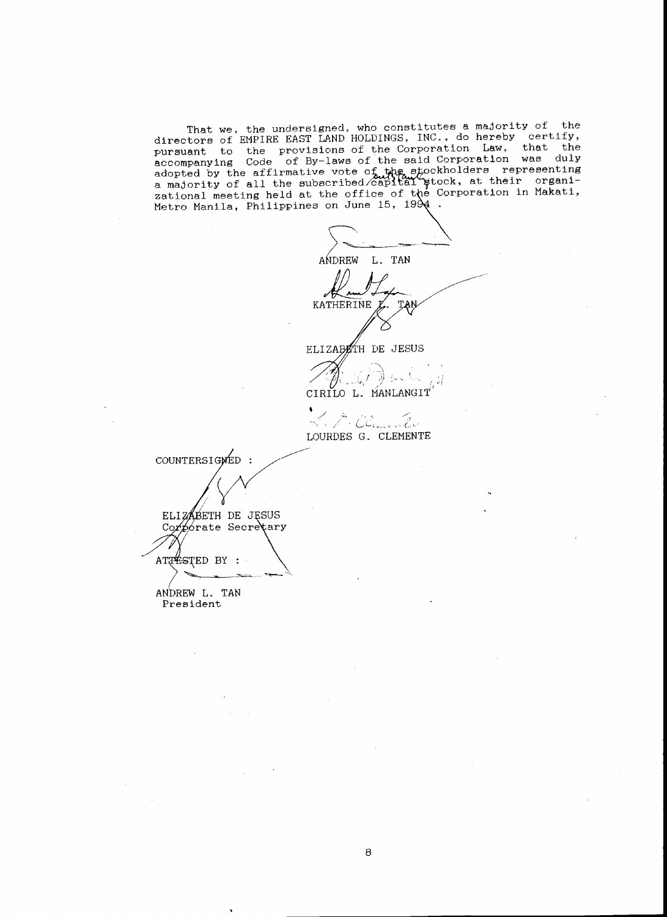That we, the undersigned, who constitutes a majority of the directors of EMPIRE EAST LAND HOLDINGS, INC., do hereby certify, pursuant to the provisions of the Corporation Law, that the accompanying Code of By-laws of the said Corporation was duly adopted by the affirmative vote of the stockholders representing a majority of all the subscribed/capital stock, at their organizational meeting held at the office of the Corporation in Makati, Metro Manila, Philippines on June 15, 1994 .

ANDREW L. TAN

KATHERINE L. TAN

ELIZABETH DE JESUS

CIRILO L. MANLANGIT

LOURDES G. CLEMENTE

COUNTERSIGNED :

ELIZABETH DE JESUS
Corporate Secretary

ATTESTED BY :

ANDREW L. TAN
President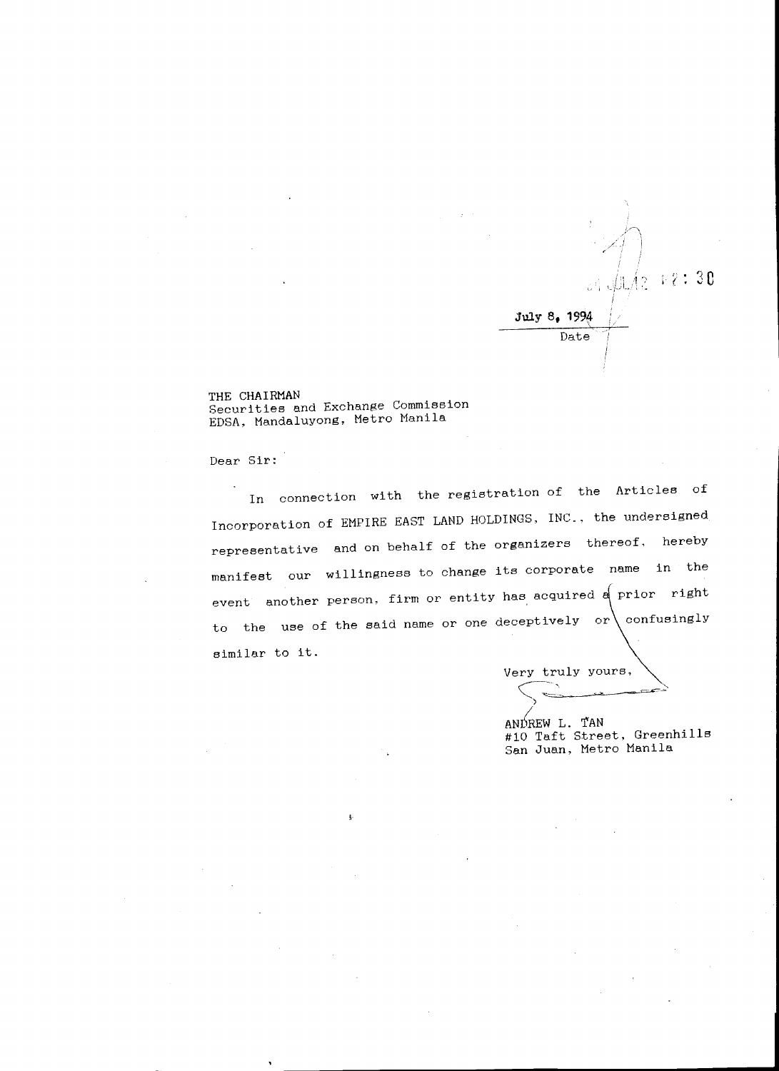JUL 12 12:30

July 8, 1994

Date

THE CHAIRMAN
Securities and Exchange Commission
EDSA, Mandaluyong, Metro Manila

Dear Sir:

In connection with the registration of the Articles of Incorporation of EMPIRE EAST LAND HOLDINGS, INC., the undersigned representative and on behalf of the organizers thereof, hereby manifest our willingness to change its corporate name in the event another person, firm or entity has acquired a prior right to the use of the said name or one deceptively or confusingly similar to it.

Very truly yours,

ANDREW L. TAN
#10 Taft Street, Greenhills
San Juan, Metro Manila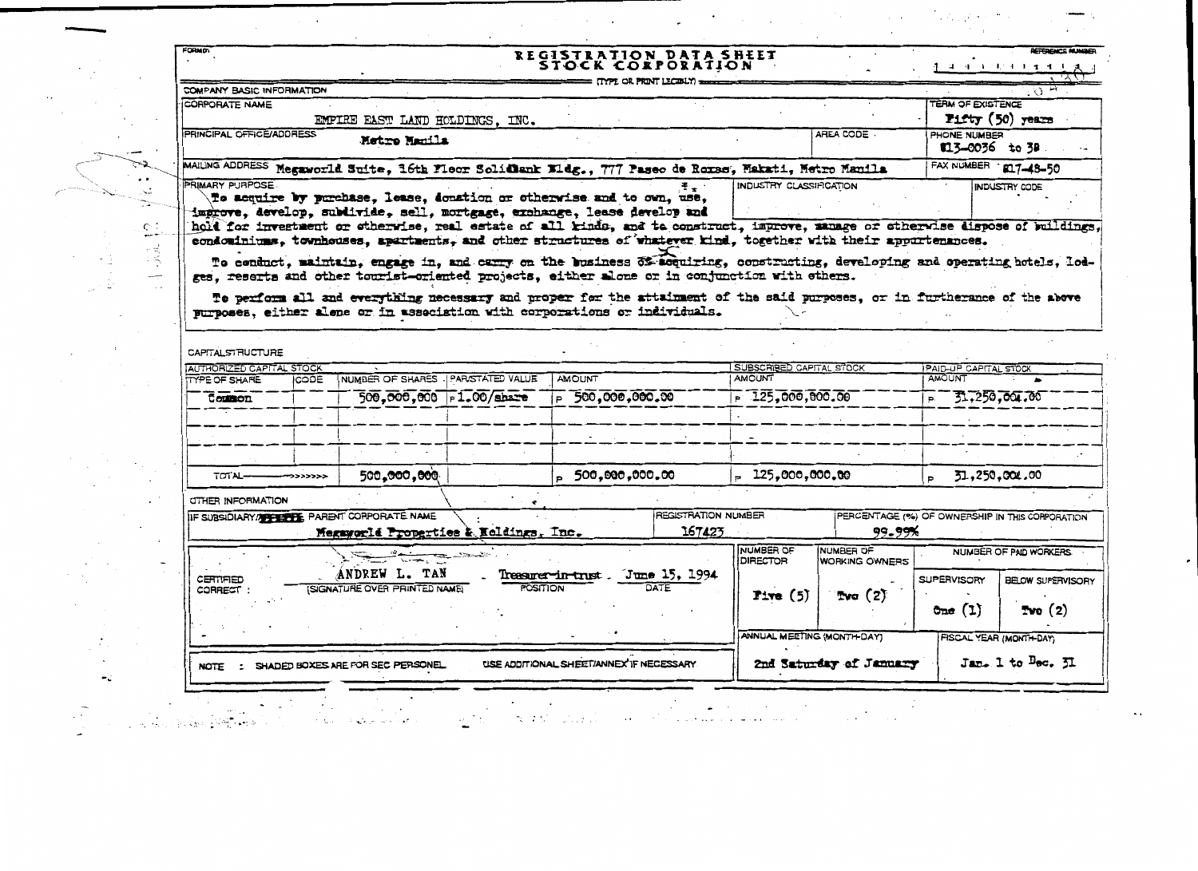FORM D\

# REGISTRATION DATA SHEET
## STOCK CORPORATION

(TYPE OR PRINT LEGIBLY)

REFERENCE NUMBER

### COMPANY BASIC INFORMATION

| CORPORATE NAME | | TERM OF EXISTENCE |
|---|---|---|
| EMPIRE EAST LAND HOLDINGS, INC. | | Fifty (50) years |
| PRINCIPAL OFFICE/ADDRESS: Metro Manila | AREA CODE | PHONE NUMBER: 813-0036 to 38 |
| MAILING ADDRESS: Megaworld Suite, 16th Floor SolidBank Bldg., 777 Paseo de Roxas, Makati, Metro Manila | | FAX NUMBER: 817-48-50 |

PRIMARY PURPOSE | INDUSTRY CLASSIFICATION | INDUSTRY CODE

To acquire by purchase, lease, donation or otherwise and to own, use, improve, develop, subdivide, sell, mortgage, exchange, lease develop and hold for investment or otherwise, real estate of all kinds, and to construct, improve, manage or otherwise dispose of buildings, condominiums, townhouses, apartments, and other structures of whatever kind, together with their appurtenances.

To conduct, maintain, engage in, and carry on the business of acquiring, constructing, developing and operating hotels, lodges, resorts and other tourist-oriented projects, either alone or in conjunction with others.

To perform all and everything necessary and proper for the attainment of the said purposes, or in furtherance of the above purposes, either alone or in association with corporations or individuals.

### CAPITAL STRUCTURE

| AUTHORIZED CAPITAL STOCK | | | | | SUBSCRIBED CAPITAL STOCK | PAID-UP CAPITAL STOCK |
|---|---|---|---|---|---|---|
| TYPE OF SHARE | CODE | NUMBER OF SHARES | PAR/STATED VALUE | AMOUNT | AMOUNT | AMOUNT |
| Common | | 500,000,000 | P1.00/share | P 500,000,000.00 | P 125,000,000.00 | P 31,250,004.00 |
| | | | | | | |
| | | | | | | |
| TOTAL >>>>>>> | | 500,000,000 | | P 500,000,000.00 | P 125,000,000.00 | P 31,250,004.00 |

### OTHER INFORMATION

| IF SUBSIDIARY/AFFILIATE, PARENT CORPORATE NAME | REGISTRATION NUMBER | PERCENTAGE (%) OF OWNERSHIP IN THIS CORPORATION |
|---|---|---|
| Megaworld Properties & Holdings, Inc. | 167423 | 99.99% |

| CERTIFIED CORRECT: | NUMBER OF DIRECTOR | NUMBER OF WORKING OWNERS | NUMBER OF PAID WORKERS | |
|---|---|---|---|---|
| ANDREW L. TAN (SIGNATURE OVER PRINTED NAME) — Treasurer-in-trust (POSITION) — June 15, 1994 (DATE) | | | SUPERVISORY | BELOW SUPERVISORY |
| | Five (5) | Two (2) | One (1) | Two (2) |

| ANNUAL MEETING (MONTH-DAY) | FISCAL YEAR (MONTH-DAY) |
|---|---|
| 2nd Saturday of January | Jan. 1 to Dec. 31 |

NOTE : SHADED BOXES ARE FOR SEC PERSONEL. USE ADDITIONAL SHEET/ANNEX IF NECESSARY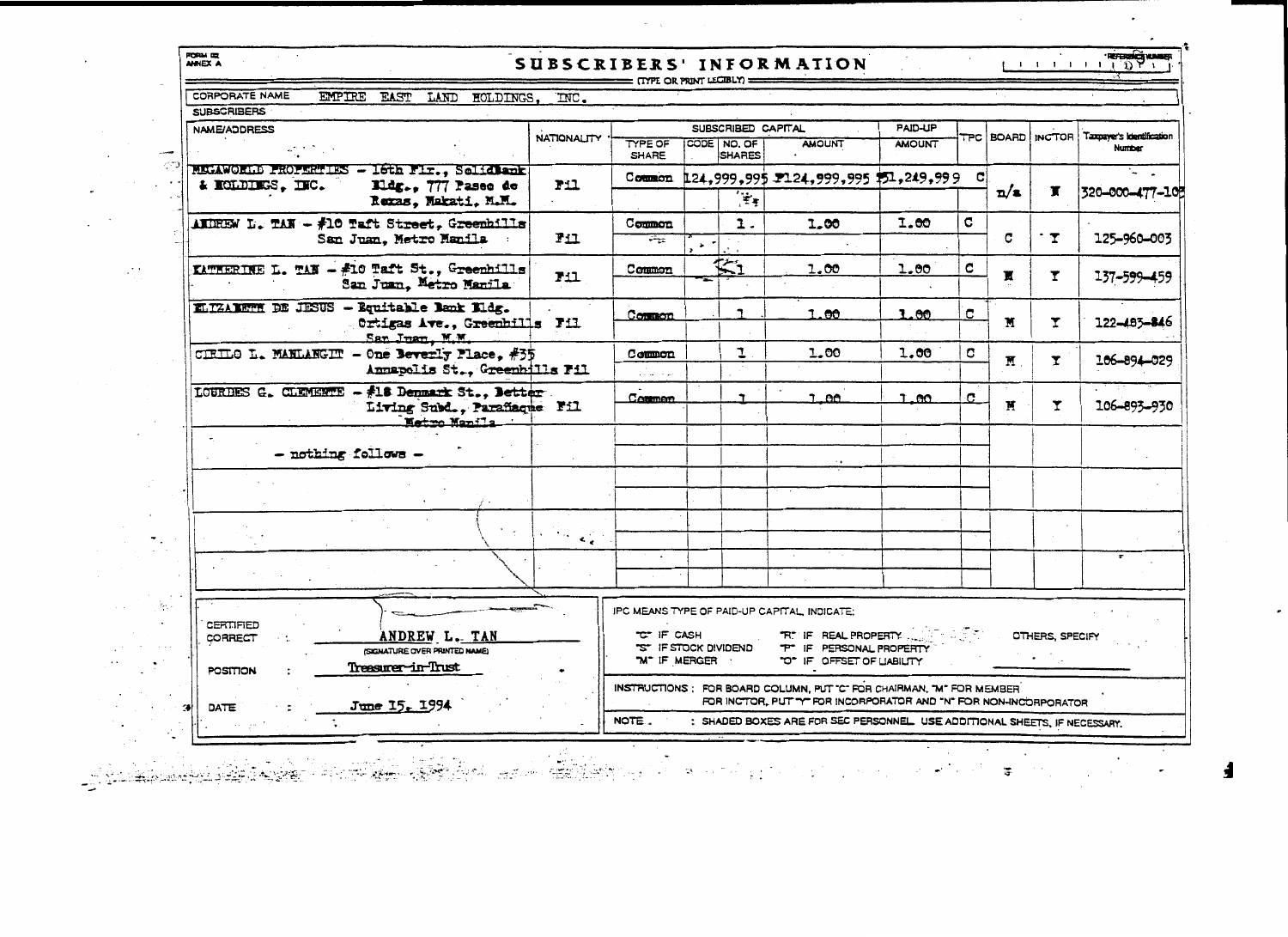FORM 02
ANNEX A

# SUBSCRIBERS' INFORMATION

(TYPE OR PRINT LEGIBLY)

REFERENCE NUMBER

CORPORATE NAME: EMPIRE EAST LAND HOLDINGS, INC.

SUBSCRIBERS

| NAME/ADDRESS | NATIONALITY | SUBSCRIBED CAPITAL | | | | PAID-UP | TPC | BOARD | INC'TOR | Taxpayer's Identification Number |
|---|---|---|---|---|---|---|---|---|---|---|
| | | TYPE OF SHARE | CODE | NO. OF SHARES | AMOUNT | AMOUNT | | | | |
| MEGAWORLD PROPERTIES - 16th Flr., Solidbank & HOLDINGS, INC. Bldg., 777 Paseo de Roxas, Makati, M.M. | Fil | Common | | 124,999,995 | P124,999,995 | P31,249,999 | C | n/a | N | 320-000-477-103 |
| ANDREW L. TAN - #10 Taft Street, Greenhills San Juan, Metro Manila | Fil | Common | | 1 | 1.00 | 1.00 | C | C | Y | 125-960-003 |
| KATHERINE L. TAN - #10 Taft St., Greenhills San Juan, Metro Manila | Fil | Common | | 1 | 1.00 | 1.00 | C | M | Y | 137-599-459 |
| ELIZABETH DE JESUS - Equitable Bank Bldg. Ortigas Ave., Greenhills San Juan, M.M. | Fil | Common | | 1 | 1.00 | 1.00 | C | M | Y | 122-485-846 |
| CIRILO L. MANLANGIT - One Beverly Place, #35 Annapolis St., Greenhills | Fil | Common | | 1 | 1.00 | 1.00 | C | M | Y | 106-894-029 |
| LOURDES G. CLEMENTE - #18 Denmark St., Better Living Subd., Parañaque Metro Manila | Fil | Common | | 1 | 1.00 | 1.00 | C | M | Y | 106-893-930 |
| - nothing follows - | | | | | | | | | | |

CERTIFIED CORRECT: ANDREW L. TAN
(SIGNATURE OVER PRINTED NAME)

POSITION: Treasurer-in-Trust

DATE: June 15, 1994

TPC MEANS TYPE OF PAID-UP CAPITAL, INDICATE:

"C" IF CASH — "R" IF REAL PROPERTY — OTHERS, SPECIFY

"S" IF STOCK DIVIDEND — "P" IF PERSONAL PROPERTY

"M" IF MERGER — "O" IF OFFSET OF LIABILITY

INSTRUCTIONS: FOR BOARD COLUMN, PUT "C" FOR CHAIRMAN, "M" FOR MEMBER
FOR INC'TOR, PUT "Y" FOR INCORPORATOR AND "N" FOR NON-INCORPORATOR

NOTE: SHADED BOXES ARE FOR SEC PERSONNEL. USE ADDITIONAL SHEETS, IF NECESSARY.